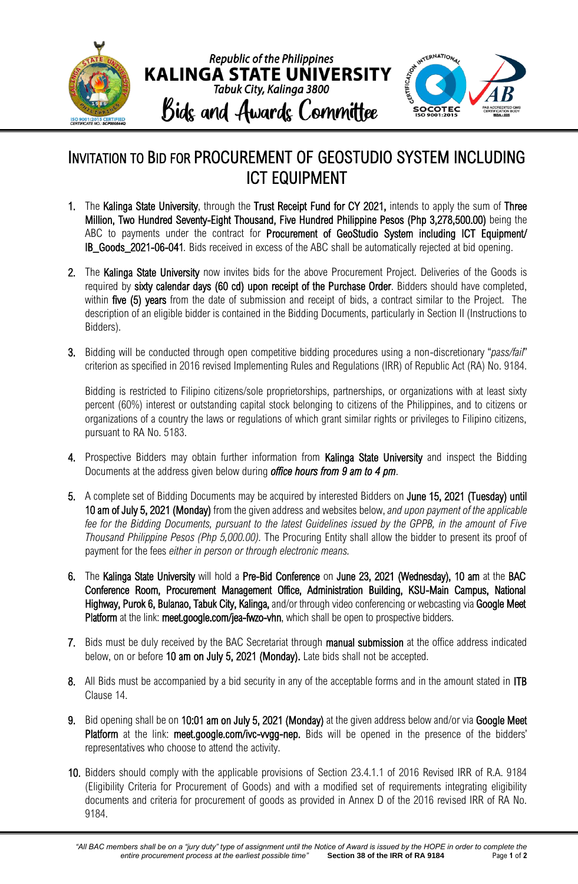Republic of the Philippines
**KALINGA STATE UNIVERSITY**
*Tabuk City, Kalinga 3800*
Bids and Awards Committee

# INVITATION TO BID FOR PROCUREMENT OF GEOSTUDIO SYSTEM INCLUDING ICT EQUIPMENT

1. The **Kalinga State University**, through the **Trust Receipt Fund for CY 2021,** intends to apply the sum of **Three Million, Two Hundred Seventy-Eight Thousand, Five Hundred Philippine Pesos (Php 3,278,500.00)** being the ABC to payments under the contract for **Procurement of GeoStudio System including ICT Equipment/ IB_Goods_2021-06-041**. Bids received in excess of the ABC shall be automatically rejected at bid opening.

2. The **Kalinga State University** now invites bids for the above Procurement Project. Deliveries of the Goods is required by **sixty calendar days (60 cd) upon receipt of the Purchase Order**. Bidders should have completed, within **five (5) years** from the date of submission and receipt of bids, a contract similar to the Project. The description of an eligible bidder is contained in the Bidding Documents, particularly in Section II (Instructions to Bidders).

3. Bidding will be conducted through open competitive bidding procedures using a non-discretionary "*pass/fail*" criterion as specified in 2016 revised Implementing Rules and Regulations (IRR) of Republic Act (RA) No. 9184.

   Bidding is restricted to Filipino citizens/sole proprietorships, partnerships, or organizations with at least sixty percent (60%) interest or outstanding capital stock belonging to citizens of the Philippines, and to citizens or organizations of a country the laws or regulations of which grant similar rights or privileges to Filipino citizens, pursuant to RA No. 5183.

4. Prospective Bidders may obtain further information from **Kalinga State University** and inspect the Bidding Documents at the address given below during ***office hours from 9 am to 4 pm***.

5. A complete set of Bidding Documents may be acquired by interested Bidders on **June 15, 2021 (Tuesday) until 10 am of July 5, 2021 (Monday)** from the given address and websites below, *and upon payment of the applicable fee for the Bidding Documents, pursuant to the latest Guidelines issued by the GPPB, in the amount of Five Thousand Philippine Pesos (Php 5,000.00).* The Procuring Entity shall allow the bidder to present its proof of payment for the fees *either in person or through electronic means.*

6. The **Kalinga State University** will hold a **Pre-Bid Conference** on **June 23, 2021 (Wednesday), 10 am** at the **BAC Conference Room, Procurement Management Office, Administration Building, KSU-Main Campus, National Highway, Purok 6, Bulanao, Tabuk City, Kalinga,** and/or through video conferencing or webcasting via **Google Meet Platform** at the link: **meet.google.com/jea-fwzo-vhn**, which shall be open to prospective bidders.

7. Bids must be duly received by the BAC Secretariat through **manual submission** at the office address indicated below, on or before **10 am on July 5, 2021 (Monday).** Late bids shall not be accepted.

8. All Bids must be accompanied by a bid security in any of the acceptable forms and in the amount stated in **ITB** Clause 14.

9. Bid opening shall be on **10:01 am on July 5, 2021 (Monday)** at the given address below and/or via **Google Meet Platform** at the link: **meet.google.com/ivc-vvgg-nep.** Bids will be opened in the presence of the bidders' representatives who choose to attend the activity.

10. Bidders should comply with the applicable provisions of Section 23.4.1.1 of 2016 Revised IRR of R.A. 9184 (Eligibility Criteria for Procurement of Goods) and with a modified set of requirements integrating eligibility documents and criteria for procurement of goods as provided in Annex D of the 2016 revised IRR of RA No. 9184.

*"All BAC members shall be on a "jury duty" type of assignment until the Notice of Award is issued by the HOPE in order to complete the entire procurement process at the earliest possible time"* **Section 38 of the IRR of RA 9184**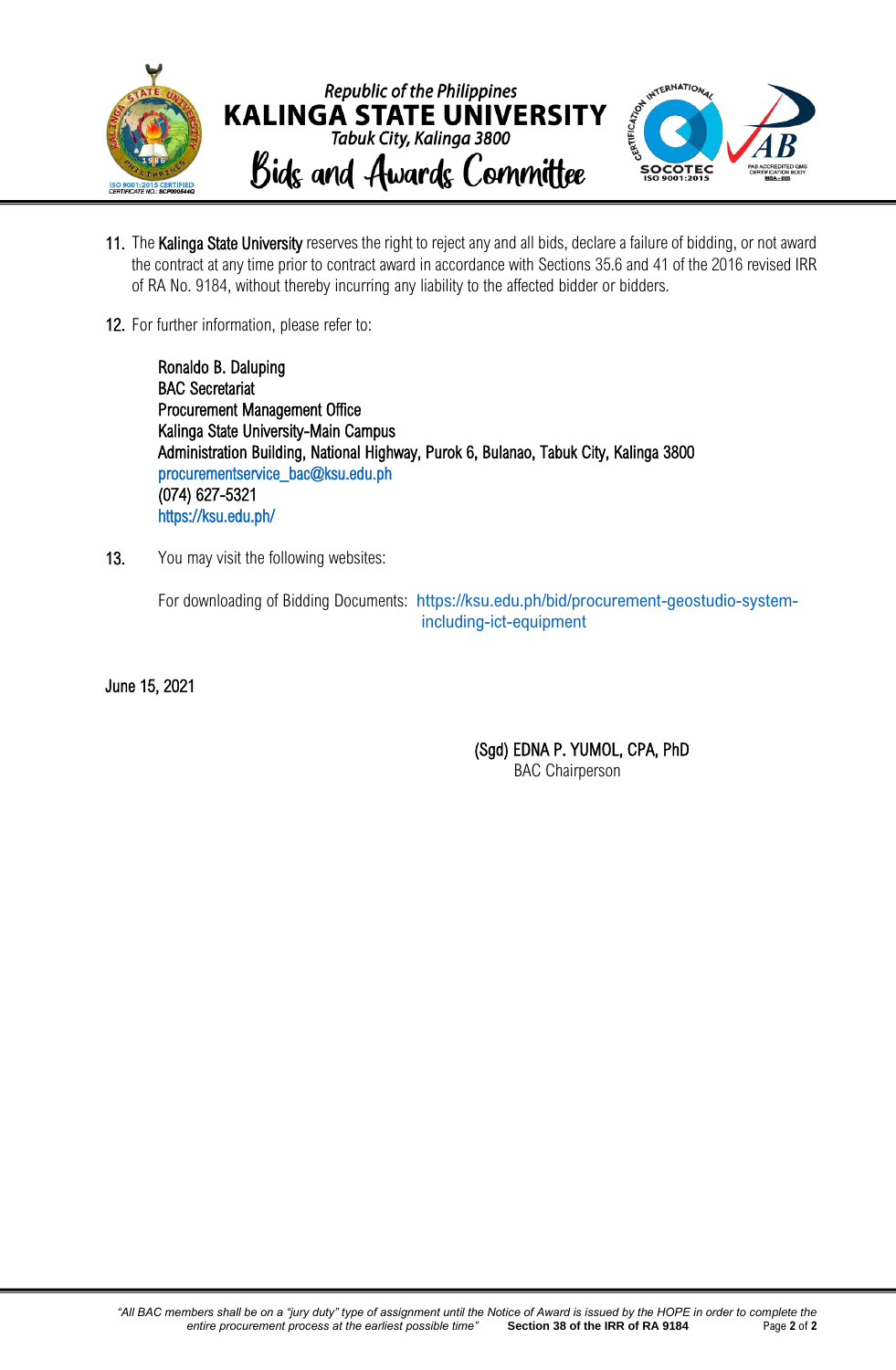11. The Kalinga State University reserves the right to reject any and all bids, declare a failure of bidding, or not award the contract at any time prior to contract award in accordance with Sections 35.6 and 41 of the 2016 revised IRR of RA No. 9184, without thereby incurring any liability to the affected bidder or bidders.

12. For further information, please refer to:

    Ronaldo B. Daluping
    BAC Secretariat
    Procurement Management Office
    Kalinga State University-Main Campus
    Administration Building, National Highway, Purok 6, Bulanao, Tabuk City, Kalinga 3800
    procurementservice_bac@ksu.edu.ph
    (074) 627-5321
    https://ksu.edu.ph/

13. You may visit the following websites:

    For downloading of Bidding Documents: https://ksu.edu.ph/bid/procurement-geostudio-system-including-ict-equipment

June 15, 2021

(Sgd) EDNA P. YUMOL, CPA, PhD
BAC Chairperson